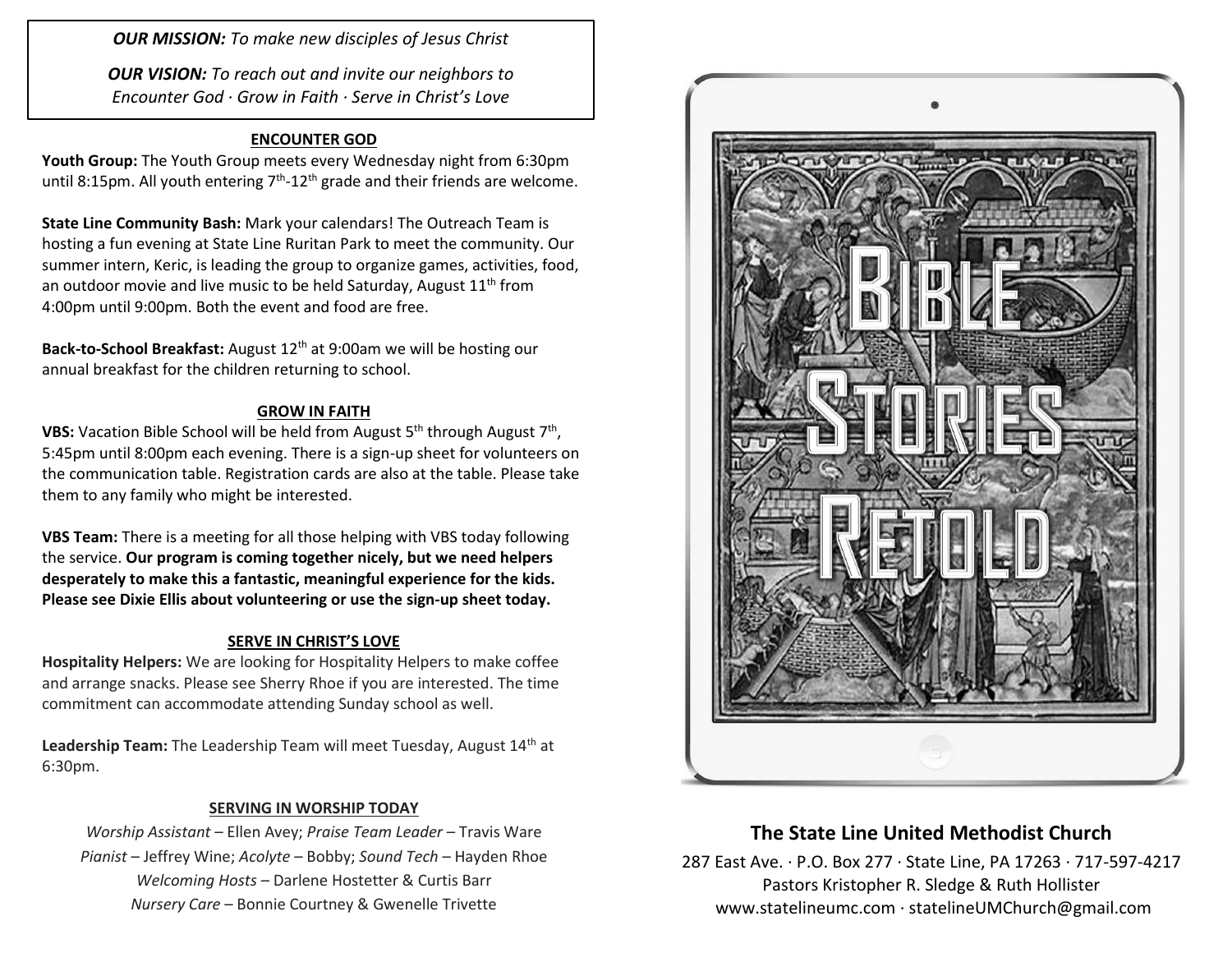*OUR MISSION: To make new disciples of Jesus Christ*

*OUR VISION: To reach out and invite our neighbors to Encounter God · Grow in Faith · Serve in Christ's Love*

## ENCOUNTER GOD

**Youth Group:** The Youth Group meets every Wednesday night from 6:30pm until 8:15pm. All youth entering 7th-12th grade and their friends are welcome.

**State Line Community Bash:** Mark your calendars! The Outreach Team is hosting a fun evening at State Line Ruritan Park to meet the community. Our summer intern, Keric, is leading the group to organize games, activities, food, an outdoor movie and live music to be held Saturday, August 11th from 4:00pm until 9:00pm. Both the event and food are free.

**Back-to-School Breakfast:** August 12th at 9:00am we will be hosting our annual breakfast for the children returning to school.

## GROW IN FAITH

**VBS:** Vacation Bible School will be held from August 5th through August 7th, 5:45pm until 8:00pm each evening. There is a sign-up sheet for volunteers on the communication table. Registration cards are also at the table. Please take them to any family who might be interested.

**VBS Team:** There is a meeting for all those helping with VBS today following the service. **Our program is coming together nicely, but we need helpers desperately to make this a fantastic, meaningful experience for the kids. Please see Dixie Ellis about volunteering or use the sign-up sheet today.**

## SERVE IN CHRIST'S LOVE

**Hospitality Helpers:** We are looking for Hospitality Helpers to make coffee and arrange snacks. Please see Sherry Rhoe if you are interested. The time commitment can accommodate attending Sunday school as well.

**Leadership Team:** The Leadership Team will meet Tuesday, August 14th at 6:30pm.

## SERVING IN WORSHIP TODAY

*Worship Assistant* – Ellen Avey; *Praise Team Leader* – Travis Ware
*Pianist* – Jeffrey Wine; *Acolyte* – Bobby; *Sound Tech* – Hayden Rhoe
*Welcoming Hosts* – Darlene Hostetter & Curtis Barr
*Nursery Care* – Bonnie Courtney & Gwenelle Trivette

# Bible Stories Retold

## The State Line United Methodist Church

287 East Ave. · P.O. Box 277 · State Line, PA 17263 · 717-597-4217
Pastors Kristopher R. Sledge & Ruth Hollister
www.statelineumc.com · statelineUMChurch@gmail.com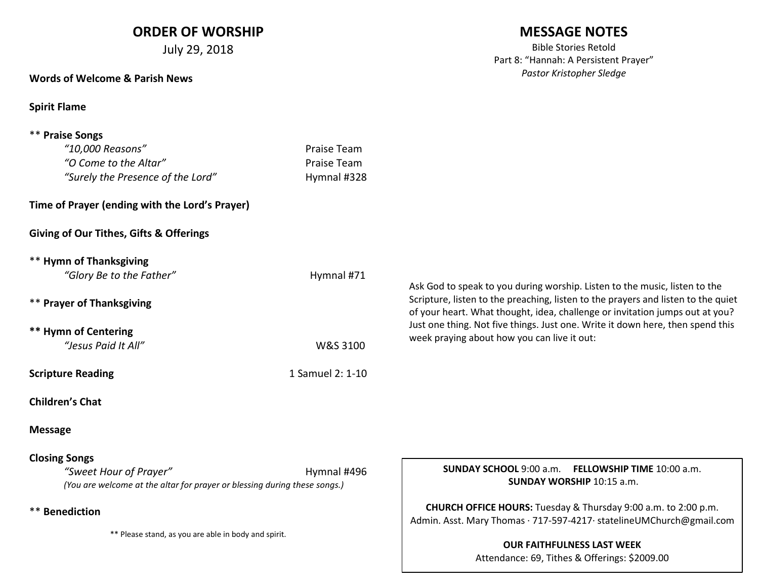## ORDER OF WORSHIP

July 29, 2018

**Words of Welcome & Parish News**

**Spirit Flame**

** **Praise Songs**

*"10,000 Reasons"* — Praise Team
*"O Come to the Altar"* — Praise Team
*"Surely the Presence of the Lord"* — Hymnal #328

**Time of Prayer (ending with the Lord's Prayer)**

**Giving of Our Tithes, Gifts & Offerings**

** **Hymn of Thanksgiving**

*"Glory Be to the Father"* — Hymnal #71

** **Prayer of Thanksgiving**

** **Hymn of Centering**

*"Jesus Paid It All"* — W&S 3100

**Scripture Reading** — 1 Samuel 2: 1-10

**Children's Chat**

**Message**

**Closing Songs**

*"Sweet Hour of Prayer"* — Hymnal #496

*(You are welcome at the altar for prayer or blessing during these songs.)*

** **Benediction**

** Please stand, as you are able in body and spirit.

## MESSAGE NOTES

Bible Stories Retold
Part 8: "Hannah: A Persistent Prayer"
*Pastor Kristopher Sledge*

Ask God to speak to you during worship. Listen to the music, listen to the Scripture, listen to the preaching, listen to the prayers and listen to the quiet of your heart. What thought, idea, challenge or invitation jumps out at you? Just one thing. Not five things. Just one. Write it down here, then spend this week praying about how you can live it out:

**SUNDAY SCHOOL** 9:00 a.m. **FELLOWSHIP TIME** 10:00 a.m.
**SUNDAY WORSHIP** 10:15 a.m.

**CHURCH OFFICE HOURS:** Tuesday & Thursday 9:00 a.m. to 2:00 p.m.
Admin. Asst. Mary Thomas · 717-597-4217· statelineUMChurch@gmail.com

**OUR FAITHFULNESS LAST WEEK**
Attendance: 69, Tithes & Offerings: $2009.00